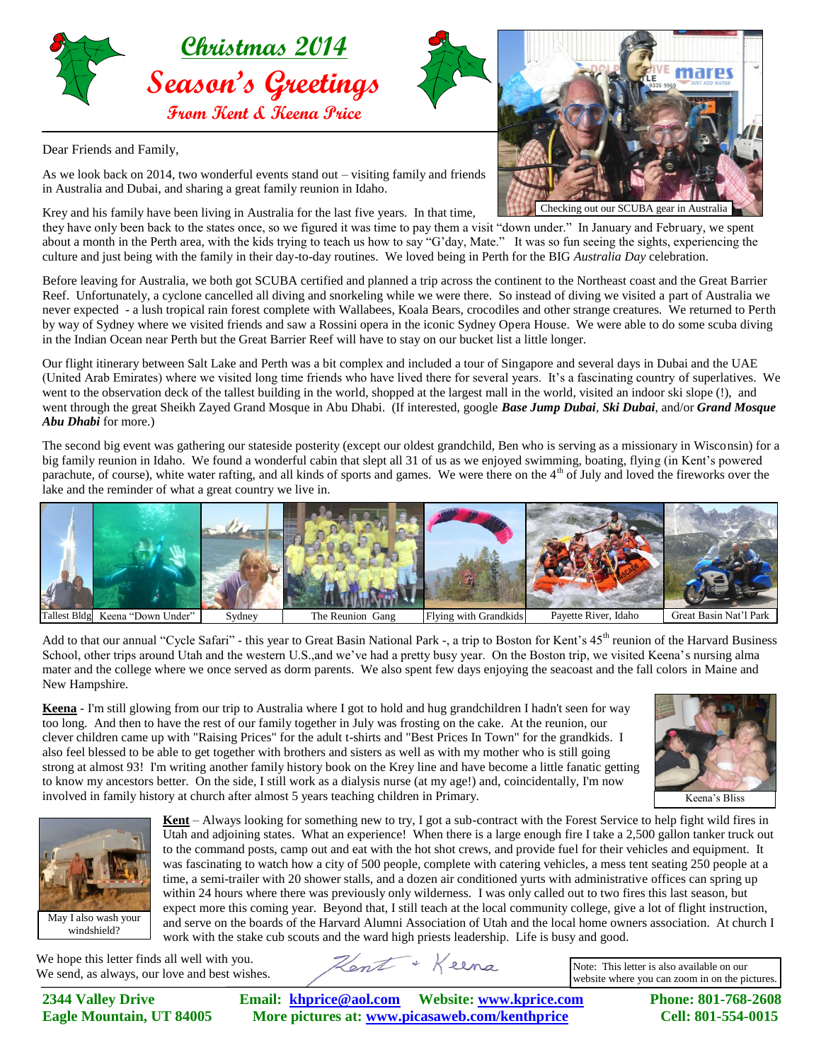# Christmas 2014

# Season's Greetings

### From Kent & Keena Price

Checking out our SCUBA gear in Australia

Dear Friends and Family,

As we look back on 2014, two wonderful events stand out – visiting family and friends in Australia and Dubai, and sharing a great family reunion in Idaho.

Krey and his family have been living in Australia for the last five years. In that time, they have only been back to the states once, so we figured it was time to pay them a visit "down under." In January and February, we spent about a month in the Perth area, with the kids trying to teach us how to say "G'day, Mate." It was so fun seeing the sights, experiencing the culture and just being with the family in their day-to-day routines. We loved being in Perth for the BIG *Australia Day* celebration.

Before leaving for Australia, we both got SCUBA certified and planned a trip across the continent to the Northeast coast and the Great Barrier Reef. Unfortunately, a cyclone cancelled all diving and snorkeling while we were there. So instead of diving we visited a part of Australia we never expected - a lush tropical rain forest complete with Wallabees, Koala Bears, crocodiles and other strange creatures. We returned to Perth by way of Sydney where we visited friends and saw a Rossini opera in the iconic Sydney Opera House. We were able to do some scuba diving in the Indian Ocean near Perth but the Great Barrier Reef will have to stay on our bucket list a little longer.

Our flight itinerary between Salt Lake and Perth was a bit complex and included a tour of Singapore and several days in Dubai and the UAE (United Arab Emirates) where we visited long time friends who have lived there for several years. It's a fascinating country of superlatives. We went to the observation deck of the tallest building in the world, shopped at the largest mall in the world, visited an indoor ski slope (!), and went through the great Sheikh Zayed Grand Mosque in Abu Dhabi. (If interested, google ***Base Jump Dubai***, ***Ski Dubai***, and/or ***Grand Mosque Abu Dhabi*** for more.)

The second big event was gathering our stateside posterity (except our oldest grandchild, Ben who is serving as a missionary in Wisconsin) for a big family reunion in Idaho. We found a wonderful cabin that slept all 31 of us as we enjoyed swimming, boating, flying (in Kent's powered parachute, of course), white water rafting, and all kinds of sports and games. We were there on the 4th of July and loved the fireworks over the lake and the reminder of what a great country we live in.

Tallest Bldg | Keena "Down Under" | Sydney | The Reunion Gang | Flying with Grandkids | Payette River, Idaho | Great Basin Nat'l Park

Add to that our annual "Cycle Safari" - this year to Great Basin National Park -, a trip to Boston for Kent's 45th reunion of the Harvard Business School, other trips around Utah and the western U.S.,and we've had a pretty busy year. On the Boston trip, we visited Keena's nursing alma mater and the college where we once served as dorm parents. We also spent few days enjoying the seacoast and the fall colors in Maine and New Hampshire.

**Keena** - I'm still glowing from our trip to Australia where I got to hold and hug grandchildren I hadn't seen for way too long. And then to have the rest of our family together in July was frosting on the cake. At the reunion, our clever children came up with "Raising Prices" for the adult t-shirts and "Best Prices In Town" for the grandkids. I also feel blessed to be able to get together with brothers and sisters as well as with my mother who is still going strong at almost 93! I'm writing another family history book on the Krey line and have become a little fanatic getting to know my ancestors better. On the side, I still work as a dialysis nurse (at my age!) and, coincidentally, I'm now involved in family history at church after almost 5 years teaching children in Primary.

Keena's Bliss

May I also wash your windshield?

**Kent** – Always looking for something new to try, I got a sub-contract with the Forest Service to help fight wild fires in Utah and adjoining states. What an experience! When there is a large enough fire I take a 2,500 gallon tanker truck out to the command posts, camp out and eat with the hot shot crews, and provide fuel for their vehicles and equipment. It was fascinating to watch how a city of 500 people, complete with catering vehicles, a mess tent seating 250 people at a time, a semi-trailer with 20 shower stalls, and a dozen air conditioned yurts with administrative offices can spring up within 24 hours where there was previously only wilderness. I was only called out to two fires this last season, but expect more this coming year. Beyond that, I still teach at the local community college, give a lot of flight instruction, and serve on the boards of the Harvard Alumni Association of Utah and the local home owners association. At church I work with the stake cub scouts and the ward high priests leadership. Life is busy and good.

We hope this letter finds all well with you.
We send, as always, our love and best wishes.

Kent + Keena

Note: This letter is also available on our website where you can zoom in on the pictures.

**2344 Valley Drive**
**Eagle Mountain, UT 84005**

**Email: khprice@aol.com  Website: www.kprice.com**
**More pictures at: www.picasaweb.com/kenthprice**

**Phone: 801-768-2608**
**Cell: 801-554-0015**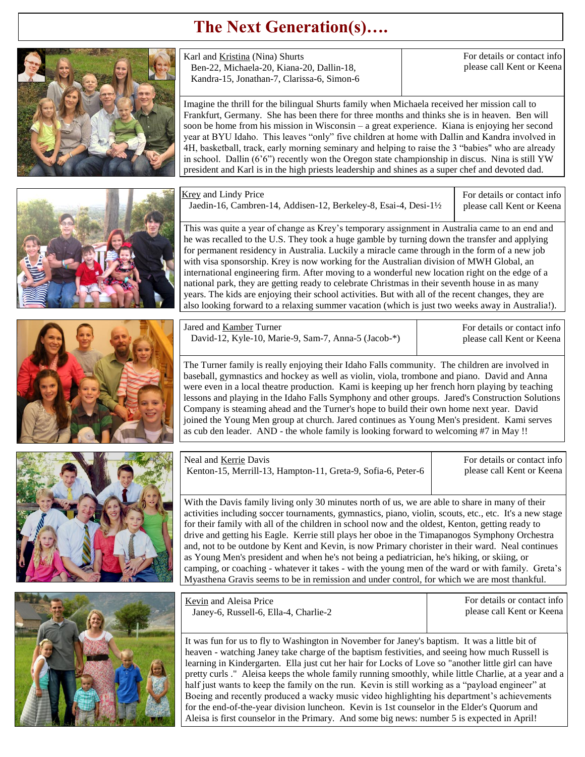# The Next Generation(s)….

Karl and Kristina (Nina) Shurts
Ben-22, Michaela-20, Kiana-20, Dallin-18, Kandra-15, Jonathan-7, Clarissa-6, Simon-6

For details or contact info please call Kent or Keena

Imagine the thrill for the bilingual Shurts family when Michaela received her mission call to Frankfurt, Germany. She has been there for three months and thinks she is in heaven. Ben will soon be home from his mission in Wisconsin – a great experience. Kiana is enjoying her second year at BYU Idaho. This leaves "only" five children at home with Dallin and Kandra involved in 4H, basketball, track, early morning seminary and helping to raise the 3 "babies" who are already in school. Dallin (6'6") recently won the Oregon state championship in discus. Nina is still YW president and Karl is in the high priests leadership and shines as a super chef and devoted dad.

Krey and Lindy Price
Jaedin-16, Cambren-14, Addisen-12, Berkeley-8, Esai-4, Desi-1½

For details or contact info please call Kent or Keena

This was quite a year of change as Krey's temporary assignment in Australia came to an end and he was recalled to the U.S. They took a huge gamble by turning down the transfer and applying for permanent residency in Australia. Luckily a miracle came through in the form of a new job with visa sponsorship. Krey is now working for the Australian division of MWH Global, an international engineering firm. After moving to a wonderful new location right on the edge of a national park, they are getting ready to celebrate Christmas in their seventh house in as many years. The kids are enjoying their school activities. But with all of the recent changes, they are also looking forward to a relaxing summer vacation (which is just two weeks away in Australia!).

Jared and Kamber Turner
David-12, Kyle-10, Marie-9, Sam-7, Anna-5 (Jacob-*)

For details or contact info please call Kent or Keena

The Turner family is really enjoying their Idaho Falls community. The children are involved in baseball, gymnastics and hockey as well as violin, viola, trombone and piano. David and Anna were even in a local theatre production. Kami is keeping up her french horn playing by teaching lessons and playing in the Idaho Falls Symphony and other groups. Jared's Construction Solutions Company is steaming ahead and the Turner's hope to build their own home next year. David joined the Young Men group at church. Jared continues as Young Men's president. Kami serves as cub den leader. AND - the whole family is looking forward to welcoming #7 in May !!

Neal and Kerrie Davis
Kenton-15, Merrill-13, Hampton-11, Greta-9, Sofia-6, Peter-6

For details or contact info please call Kent or Keena

With the Davis family living only 30 minutes north of us, we are able to share in many of their activities including soccer tournaments, gymnastics, piano, violin, scouts, etc., etc. It's a new stage for their family with all of the children in school now and the oldest, Kenton, getting ready to drive and getting his Eagle. Kerrie still plays her oboe in the Timapanogos Symphony Orchestra and, not to be outdone by Kent and Kevin, is now Primary chorister in their ward. Neal continues as Young Men's president and when he's not being a pediatrician, he's hiking, or skiing, or camping, or coaching - whatever it takes - with the young men of the ward or with family. Greta's Myasthena Gravis seems to be in remission and under control, for which we are most thankful.

Kevin and Aleisa Price
Janey-6, Russell-6, Ella-4, Charlie-2

For details or contact info please call Kent or Keena

It was fun for us to fly to Washington in November for Janey's baptism. It was a little bit of heaven - watching Janey take charge of the baptism festivities, and seeing how much Russell is learning in Kindergarten. Ella just cut her hair for Locks of Love so "another little girl can have pretty curls ." Aleisa keeps the whole family running smoothly, while little Charlie, at a year and a half just wants to keep the family on the run. Kevin is still working as a "payload engineer" at Boeing and recently produced a wacky music video highlighting his department's achievements for the end-of-the-year division luncheon. Kevin is 1st counselor in the Elder's Quorum and Aleisa is first counselor in the Primary. And some big news: number 5 is expected in April!